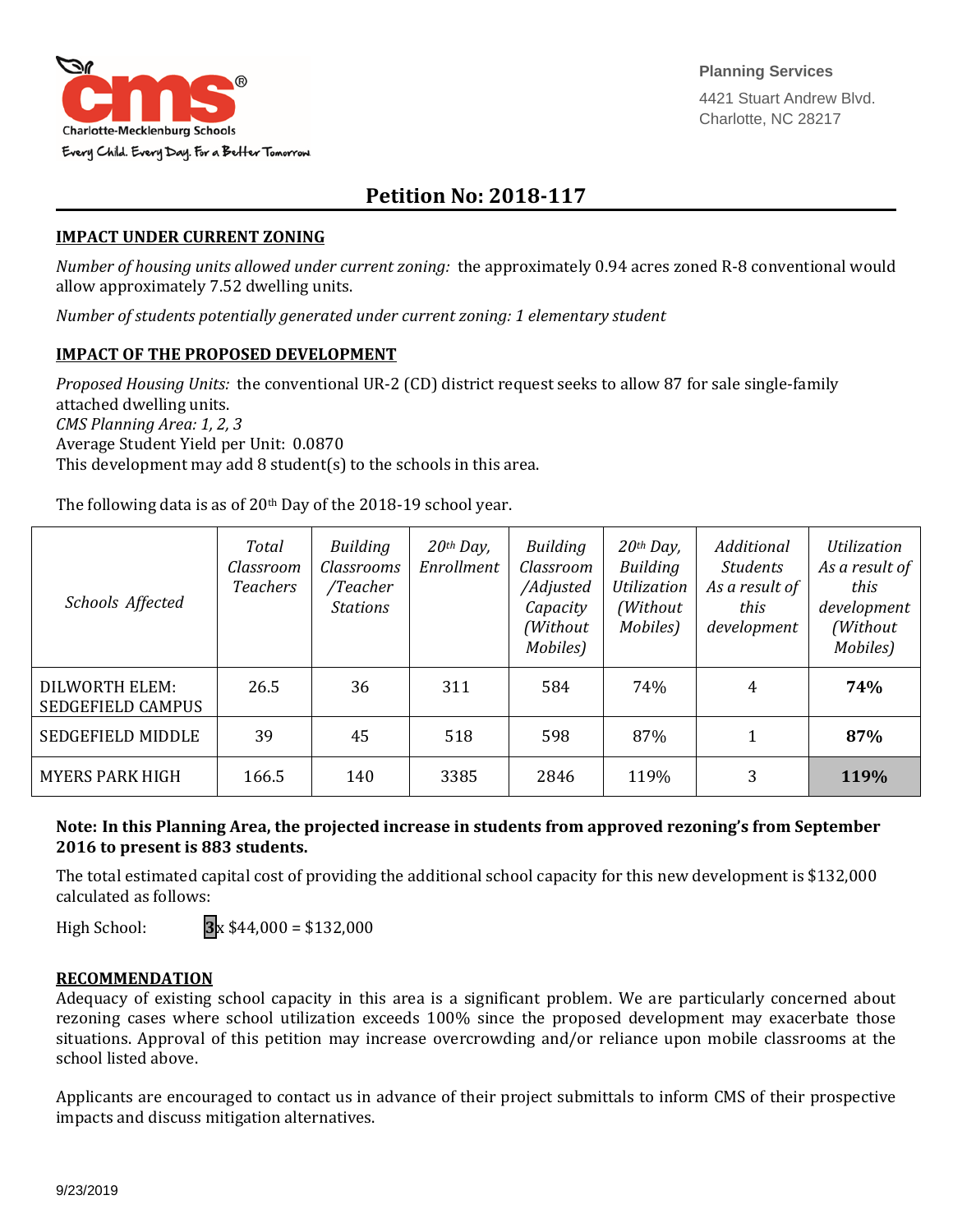Charlotte-Mecklenburg Schools

Every Child. Every Day. For a Better Tomorrow

Planning Services
4421 Stuart Andrew Blvd.
Charlotte, NC 28217

# Petition No: 2018-117

## IMPACT UNDER CURRENT ZONING

*Number of housing units allowed under current zoning:* the approximately 0.94 acres zoned R-8 conventional would allow approximately 7.52 dwelling units.

*Number of students potentially generated under current zoning: 1 elementary student*

## IMPACT OF THE PROPOSED DEVELOPMENT

*Proposed Housing Units:* the conventional UR-2 (CD) district request seeks to allow 87 for sale single-family attached dwelling units.
*CMS Planning Area: 1, 2, 3*
Average Student Yield per Unit: 0.0870
This development may add 8 student(s) to the schools in this area.

The following data is as of 20th Day of the 2018-19 school year.

| *Schools Affected* | *Total Classroom Teachers* | *Building Classrooms /Teacher Stations* | *20th Day, Enrollment* | *Building Classroom /Adjusted Capacity (Without Mobiles)* | *20th Day, Building Utilization (Without Mobiles)* | *Additional Students As a result of this development* | *Utilization As a result of this development (Without Mobiles)* |
|---|---|---|---|---|---|---|---|
| DILWORTH ELEM: SEDGEFIELD CAMPUS | 26.5 | 36 | 311 | 584 | 74% | 4 | **74%** |
| SEDGEFIELD MIDDLE | 39 | 45 | 518 | 598 | 87% | 1 | **87%** |
| MYERS PARK HIGH | 166.5 | 140 | 3385 | 2846 | 119% | 3 | **119%** |

**Note: In this Planning Area, the projected increase in students from approved rezoning's from September 2016 to present is 883 students.**

The total estimated capital cost of providing the additional school capacity for this new development is $132,000 calculated as follows:

High School: **3**x $44,000 = $132,000

## RECOMMENDATION

Adequacy of existing school capacity in this area is a significant problem. We are particularly concerned about rezoning cases where school utilization exceeds 100% since the proposed development may exacerbate those situations. Approval of this petition may increase overcrowding and/or reliance upon mobile classrooms at the school listed above.

Applicants are encouraged to contact us in advance of their project submittals to inform CMS of their prospective impacts and discuss mitigation alternatives.

9/23/2019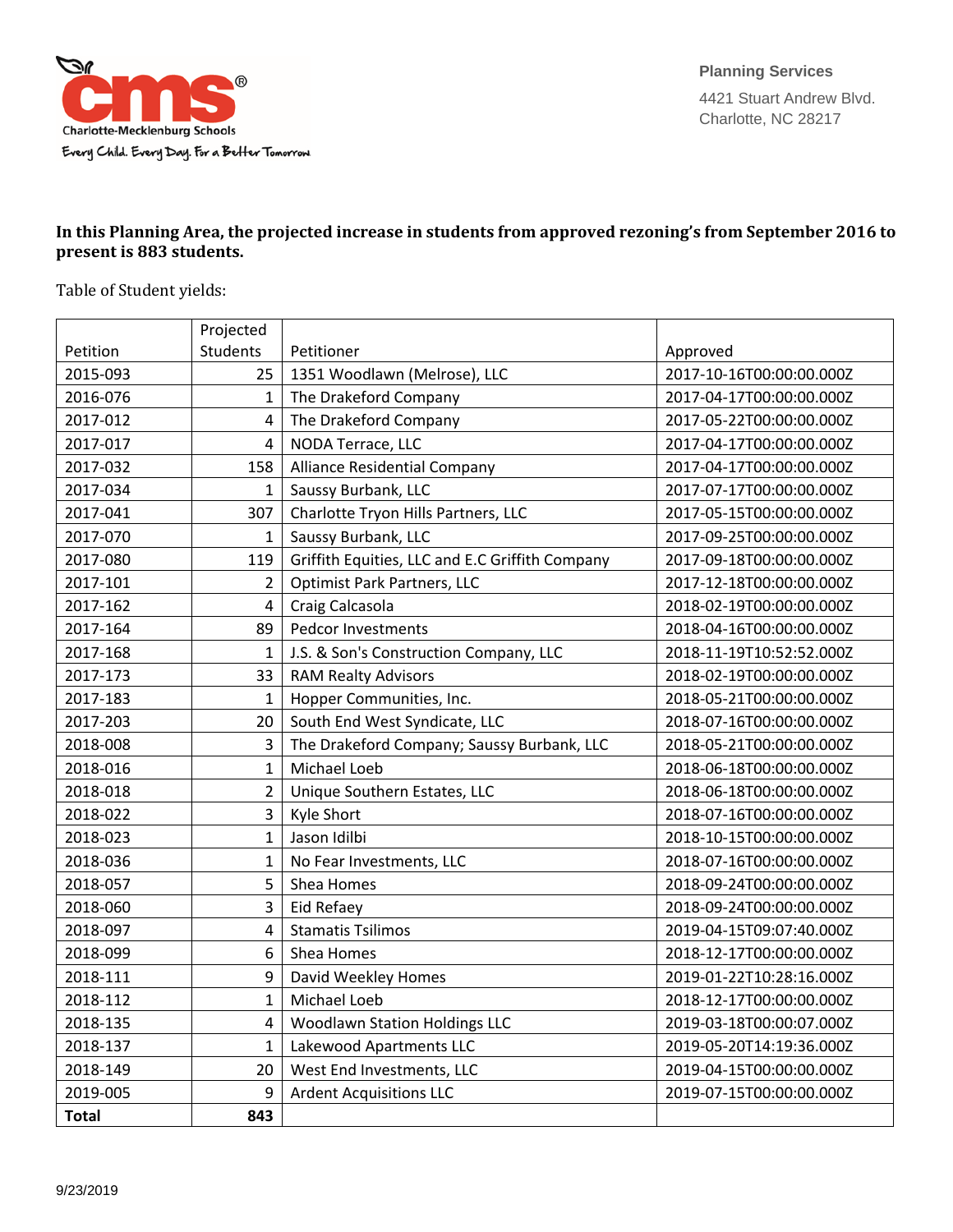Planning Services
4421 Stuart Andrew Blvd.
Charlotte, NC 28217

**In this Planning Area, the projected increase in students from approved rezoning's from September 2016 to present is 883 students.**

Table of Student yields:

| Petition | Projected Students | Petitioner | Approved |
|---|---|---|---|
| 2015-093 | 25 | 1351 Woodlawn (Melrose), LLC | 2017-10-16T00:00:00.000Z |
| 2016-076 | 1 | The Drakeford Company | 2017-04-17T00:00:00.000Z |
| 2017-012 | 4 | The Drakeford Company | 2017-05-22T00:00:00.000Z |
| 2017-017 | 4 | NODA Terrace, LLC | 2017-04-17T00:00:00.000Z |
| 2017-032 | 158 | Alliance Residential Company | 2017-04-17T00:00:00.000Z |
| 2017-034 | 1 | Saussy Burbank, LLC | 2017-07-17T00:00:00.000Z |
| 2017-041 | 307 | Charlotte Tryon Hills Partners, LLC | 2017-05-15T00:00:00.000Z |
| 2017-070 | 1 | Saussy Burbank, LLC | 2017-09-25T00:00:00.000Z |
| 2017-080 | 119 | Griffith Equities, LLC and E.C Griffith Company | 2017-09-18T00:00:00.000Z |
| 2017-101 | 2 | Optimist Park Partners, LLC | 2017-12-18T00:00:00.000Z |
| 2017-162 | 4 | Craig Calcasola | 2018-02-19T00:00:00.000Z |
| 2017-164 | 89 | Pedcor Investments | 2018-04-16T00:00:00.000Z |
| 2017-168 | 1 | J.S. & Son's Construction Company, LLC | 2018-11-19T10:52:52.000Z |
| 2017-173 | 33 | RAM Realty Advisors | 2018-02-19T00:00:00.000Z |
| 2017-183 | 1 | Hopper Communities, Inc. | 2018-05-21T00:00:00.000Z |
| 2017-203 | 20 | South End West Syndicate, LLC | 2018-07-16T00:00:00.000Z |
| 2018-008 | 3 | The Drakeford Company; Saussy Burbank, LLC | 2018-05-21T00:00:00.000Z |
| 2018-016 | 1 | Michael Loeb | 2018-06-18T00:00:00.000Z |
| 2018-018 | 2 | Unique Southern Estates, LLC | 2018-06-18T00:00:00.000Z |
| 2018-022 | 3 | Kyle Short | 2018-07-16T00:00:00.000Z |
| 2018-023 | 1 | Jason Idilbi | 2018-10-15T00:00:00.000Z |
| 2018-036 | 1 | No Fear Investments, LLC | 2018-07-16T00:00:00.000Z |
| 2018-057 | 5 | Shea Homes | 2018-09-24T00:00:00.000Z |
| 2018-060 | 3 | Eid Refaey | 2018-09-24T00:00:00.000Z |
| 2018-097 | 4 | Stamatis Tsilimos | 2019-04-15T09:07:40.000Z |
| 2018-099 | 6 | Shea Homes | 2018-12-17T00:00:00.000Z |
| 2018-111 | 9 | David Weekley Homes | 2019-01-22T10:28:16.000Z |
| 2018-112 | 1 | Michael Loeb | 2018-12-17T00:00:00.000Z |
| 2018-135 | 4 | Woodlawn Station Holdings LLC | 2019-03-18T00:00:07.000Z |
| 2018-137 | 1 | Lakewood Apartments LLC | 2019-05-20T14:19:36.000Z |
| 2018-149 | 20 | West End Investments, LLC | 2019-04-15T00:00:00.000Z |
| 2019-005 | 9 | Ardent Acquisitions LLC | 2019-07-15T00:00:00.000Z |
| **Total** | **843** | | |

9/23/2019